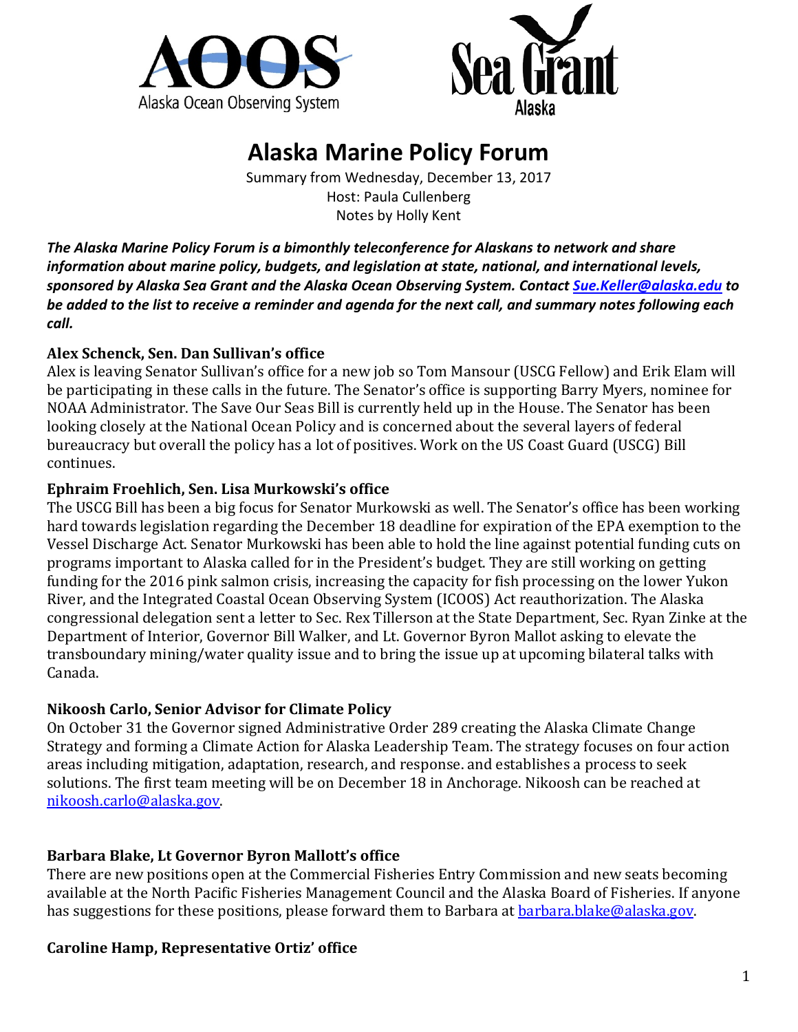# Alaska Marine Policy Forum

Summary from Wednesday, December 13, 2017
Host: Paula Cullenberg
Notes by Holly Kent

***The Alaska Marine Policy Forum is a bimonthly teleconference for Alaskans to network and share information about marine policy, budgets, and legislation at state, national, and international levels, sponsored by Alaska Sea Grant and the Alaska Ocean Observing System. Contact [Sue.Keller@alaska.edu](mailto:Sue.Keller@alaska.edu) to be added to the list to receive a reminder and agenda for the next call, and summary notes following each call.***

### Alex Schenck, Sen. Dan Sullivan's office

Alex is leaving Senator Sullivan's office for a new job so Tom Mansour (USCG Fellow) and Erik Elam will be participating in these calls in the future. The Senator's office is supporting Barry Myers, nominee for NOAA Administrator. The Save Our Seas Bill is currently held up in the House. The Senator has been looking closely at the National Ocean Policy and is concerned about the several layers of federal bureaucracy but overall the policy has a lot of positives. Work on the US Coast Guard (USCG) Bill continues.

### Ephraim Froehlich, Sen. Lisa Murkowski's office

The USCG Bill has been a big focus for Senator Murkowski as well. The Senator's office has been working hard towards legislation regarding the December 18 deadline for expiration of the EPA exemption to the Vessel Discharge Act. Senator Murkowski has been able to hold the line against potential funding cuts on programs important to Alaska called for in the President's budget. They are still working on getting funding for the 2016 pink salmon crisis, increasing the capacity for fish processing on the lower Yukon River, and the Integrated Coastal Ocean Observing System (ICOOS) Act reauthorization. The Alaska congressional delegation sent a letter to Sec. Rex Tillerson at the State Department, Sec. Ryan Zinke at the Department of Interior, Governor Bill Walker, and Lt. Governor Byron Mallot asking to elevate the transboundary mining/water quality issue and to bring the issue up at upcoming bilateral talks with Canada.

### Nikoosh Carlo, Senior Advisor for Climate Policy

On October 31 the Governor signed Administrative Order 289 creating the Alaska Climate Change Strategy and forming a Climate Action for Alaska Leadership Team. The strategy focuses on four action areas including mitigation, adaptation, research, and response. and establishes a process to seek solutions. The first team meeting will be on December 18 in Anchorage. Nikoosh can be reached at [nikoosh.carlo@alaska.gov](mailto:nikoosh.carlo@alaska.gov).

### Barbara Blake, Lt Governor Byron Mallott's office

There are new positions open at the Commercial Fisheries Entry Commission and new seats becoming available at the North Pacific Fisheries Management Council and the Alaska Board of Fisheries. If anyone has suggestions for these positions, please forward them to Barbara at [barbara.blake@alaska.gov](mailto:barbara.blake@alaska.gov).

### Caroline Hamp, Representative Ortiz' office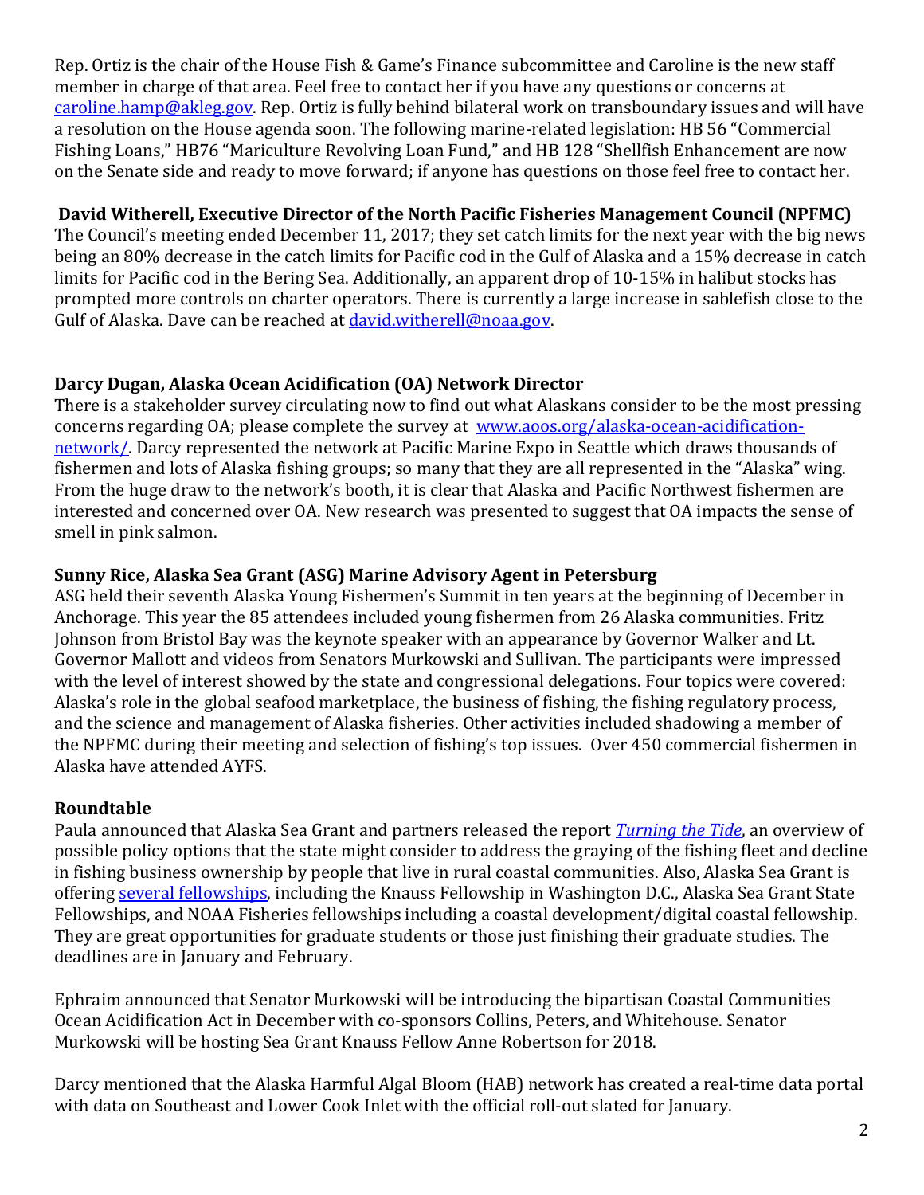Rep. Ortiz is the chair of the House Fish & Game's Finance subcommittee and Caroline is the new staff member in charge of that area. Feel free to contact her if you have any questions or concerns at [caroline.hamp@akleg.gov](mailto:caroline.hamp@akleg.gov). Rep. Ortiz is fully behind bilateral work on transboundary issues and will have a resolution on the House agenda soon. The following marine-related legislation: HB 56 "Commercial Fishing Loans," HB76 "Mariculture Revolving Loan Fund," and HB 128 "Shellfish Enhancement are now on the Senate side and ready to move forward; if anyone has questions on those feel free to contact her.

**David Witherell, Executive Director of the North Pacific Fisheries Management Council (NPFMC)**
The Council's meeting ended December 11, 2017; they set catch limits for the next year with the big news being an 80% decrease in the catch limits for Pacific cod in the Gulf of Alaska and a 15% decrease in catch limits for Pacific cod in the Bering Sea. Additionally, an apparent drop of 10-15% in halibut stocks has prompted more controls on charter operators. There is currently a large increase in sablefish close to the Gulf of Alaska. Dave can be reached at [david.witherell@noaa.gov](mailto:david.witherell@noaa.gov).

**Darcy Dugan, Alaska Ocean Acidification (OA) Network Director**
There is a stakeholder survey circulating now to find out what Alaskans consider to be the most pressing concerns regarding OA; please complete the survey at [www.aoos.org/alaska-ocean-acidification-network/](http://www.aoos.org/alaska-ocean-acidification-network/). Darcy represented the network at Pacific Marine Expo in Seattle which draws thousands of fishermen and lots of Alaska fishing groups; so many that they are all represented in the "Alaska" wing. From the huge draw to the network's booth, it is clear that Alaska and Pacific Northwest fishermen are interested and concerned over OA. New research was presented to suggest that OA impacts the sense of smell in pink salmon.

**Sunny Rice, Alaska Sea Grant (ASG) Marine Advisory Agent in Petersburg**
ASG held their seventh Alaska Young Fishermen's Summit in ten years at the beginning of December in Anchorage. This year the 85 attendees included young fishermen from 26 Alaska communities. Fritz Johnson from Bristol Bay was the keynote speaker with an appearance by Governor Walker and Lt. Governor Mallott and videos from Senators Murkowski and Sullivan. The participants were impressed with the level of interest showed by the state and congressional delegations. Four topics were covered: Alaska's role in the global seafood marketplace, the business of fishing, the fishing regulatory process, and the science and management of Alaska fisheries. Other activities included shadowing a member of the NPFMC during their meeting and selection of fishing's top issues. Over 450 commercial fishermen in Alaska have attended AYFS.

**Roundtable**
Paula announced that Alaska Sea Grant and partners released the report *Turning the Tide*, an overview of possible policy options that the state might consider to address the graying of the fishing fleet and decline in fishing business ownership by people that live in rural coastal communities. Also, Alaska Sea Grant is offering several fellowships, including the Knauss Fellowship in Washington D.C., Alaska Sea Grant State Fellowships, and NOAA Fisheries fellowships including a coastal development/digital coastal fellowship. They are great opportunities for graduate students or those just finishing their graduate studies. The deadlines are in January and February.

Ephraim announced that Senator Murkowski will be introducing the bipartisan Coastal Communities Ocean Acidification Act in December with co-sponsors Collins, Peters, and Whitehouse. Senator Murkowski will be hosting Sea Grant Knauss Fellow Anne Robertson for 2018.

Darcy mentioned that the Alaska Harmful Algal Bloom (HAB) network has created a real-time data portal with data on Southeast and Lower Cook Inlet with the official roll-out slated for January.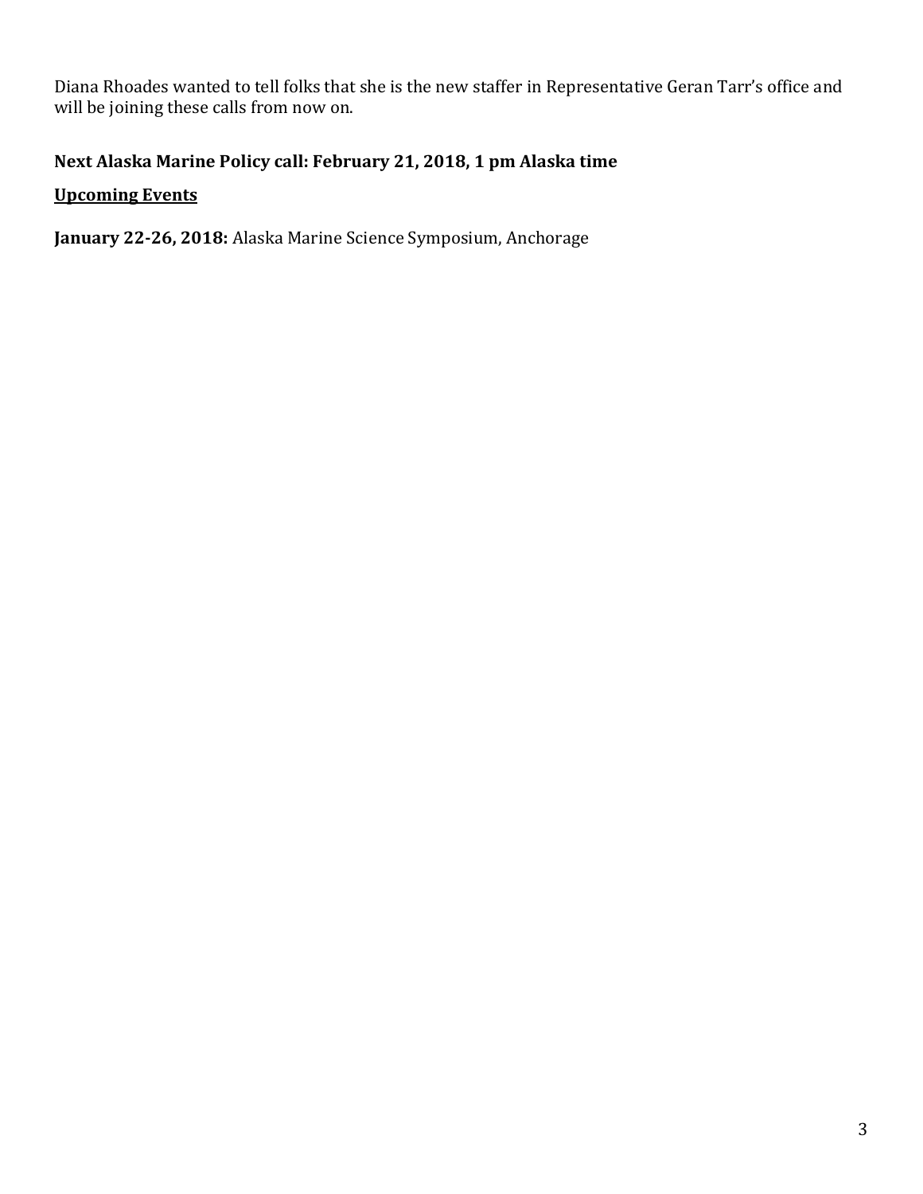Diana Rhoades wanted to tell folks that she is the new staffer in Representative Geran Tarr's office and will be joining these calls from now on.

**Next Alaska Marine Policy call: February 21, 2018, 1 pm Alaska time**

**Upcoming Events**

**January 22-26, 2018:** Alaska Marine Science Symposium, Anchorage